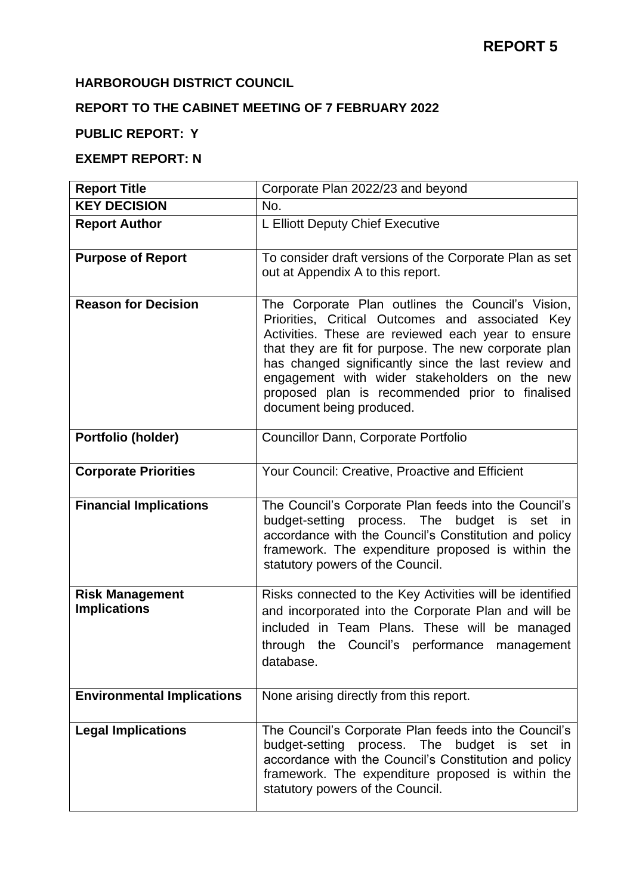**REPORT 5**

**HARBOROUGH DISTRICT COUNCIL**

**REPORT TO THE CABINET MEETING OF 7 FEBRUARY 2022**

**PUBLIC REPORT: Y**

**EXEMPT REPORT: N**

| **Report Title** | Corporate Plan 2022/23 and beyond |
|---|---|
| **KEY DECISION** | No. |
| **Report Author** | L Elliott Deputy Chief Executive |
| **Purpose of Report** | To consider draft versions of the Corporate Plan as set out at Appendix A to this report. |
| **Reason for Decision** | The Corporate Plan outlines the Council's Vision, Priorities, Critical Outcomes and associated Key Activities. These are reviewed each year to ensure that they are fit for purpose. The new corporate plan has changed significantly since the last review and engagement with wider stakeholders on the new proposed plan is recommended prior to finalised document being produced. |
| **Portfolio (holder)** | Councillor Dann, Corporate Portfolio |
| **Corporate Priorities** | Your Council: Creative, Proactive and Efficient |
| **Financial Implications** | The Council's Corporate Plan feeds into the Council's budget-setting process. The budget is set in accordance with the Council's Constitution and policy framework. The expenditure proposed is within the statutory powers of the Council. |
| **Risk Management Implications** | Risks connected to the Key Activities will be identified and incorporated into the Corporate Plan and will be included in Team Plans. These will be managed through the Council's performance management database. |
| **Environmental Implications** | None arising directly from this report. |
| **Legal Implications** | The Council's Corporate Plan feeds into the Council's budget-setting process. The budget is set in accordance with the Council's Constitution and policy framework. The expenditure proposed is within the statutory powers of the Council. |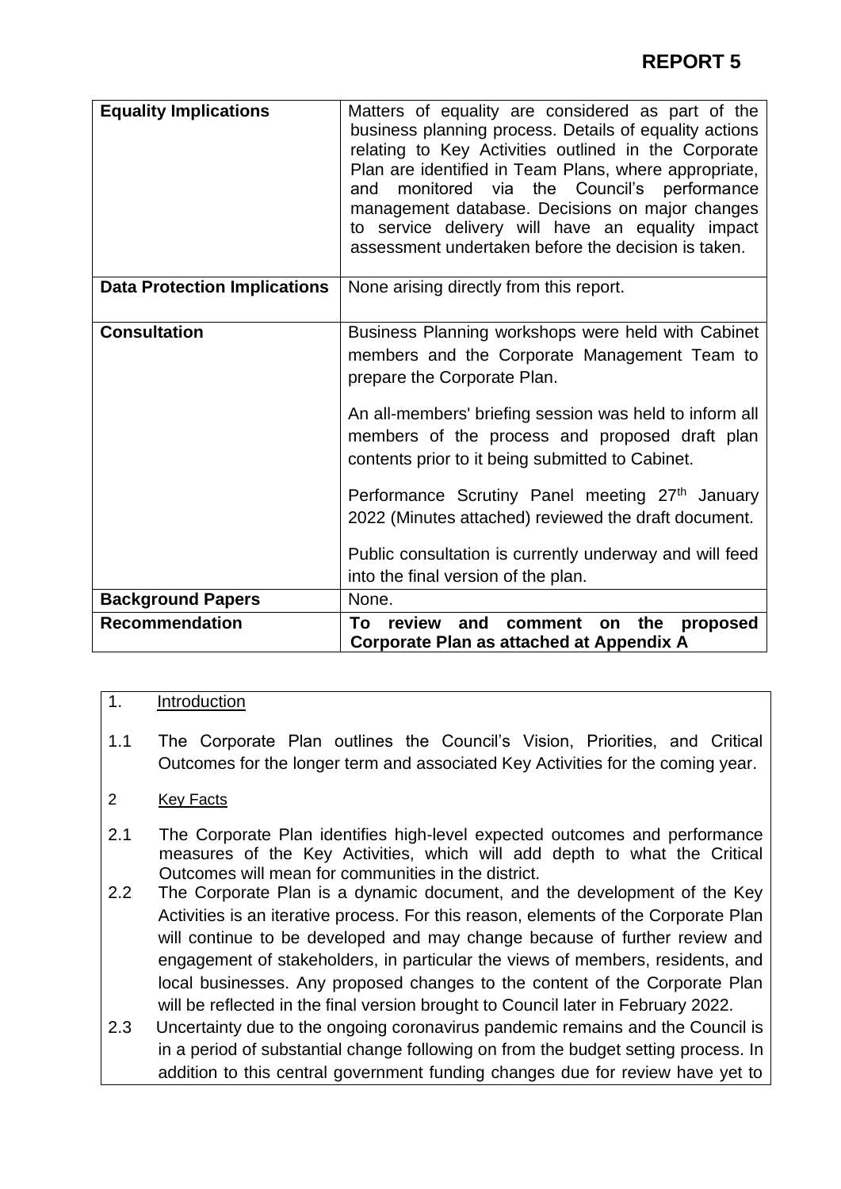# REPORT 5

| | |
|---|---|
| **Equality Implications** | Matters of equality are considered as part of the business planning process. Details of equality actions relating to Key Activities outlined in the Corporate Plan are identified in Team Plans, where appropriate, and monitored via the Council's performance management database. Decisions on major changes to service delivery will have an equality impact assessment undertaken before the decision is taken. |
| **Data Protection Implications** | None arising directly from this report. |
| **Consultation** | Business Planning workshops were held with Cabinet members and the Corporate Management Team to prepare the Corporate Plan.<br><br>An all-members' briefing session was held to inform all members of the process and proposed draft plan contents prior to it being submitted to Cabinet.<br><br>Performance Scrutiny Panel meeting 27th January 2022 (Minutes attached) reviewed the draft document.<br><br>Public consultation is currently underway and will feed into the final version of the plan. |
| **Background Papers** | None. |
| **Recommendation** | **To review and comment on the proposed Corporate Plan as attached at Appendix A** |

1. Introduction

1.1 The Corporate Plan outlines the Council's Vision, Priorities, and Critical Outcomes for the longer term and associated Key Activities for the coming year.

2 Key Facts

2.1 The Corporate Plan identifies high-level expected outcomes and performance measures of the Key Activities, which will add depth to what the Critical Outcomes will mean for communities in the district.

2.2 The Corporate Plan is a dynamic document, and the development of the Key Activities is an iterative process. For this reason, elements of the Corporate Plan will continue to be developed and may change because of further review and engagement of stakeholders, in particular the views of members, residents, and local businesses. Any proposed changes to the content of the Corporate Plan will be reflected in the final version brought to Council later in February 2022.

2.3 Uncertainty due to the ongoing coronavirus pandemic remains and the Council is in a period of substantial change following on from the budget setting process. In addition to this central government funding changes due for review have yet to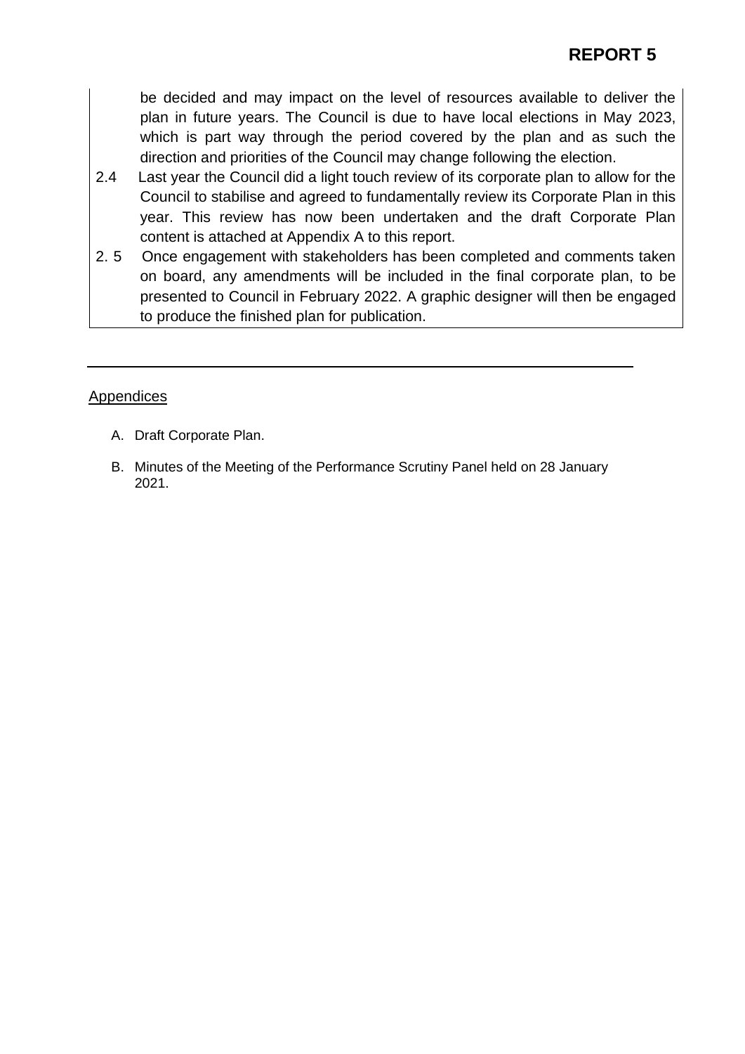be decided and may impact on the level of resources available to deliver the plan in future years. The Council is due to have local elections in May 2023, which is part way through the period covered by the plan and as such the direction and priorities of the Council may change following the election.

2.4 Last year the Council did a light touch review of its corporate plan to allow for the Council to stabilise and agreed to fundamentally review its Corporate Plan in this year. This review has now been undertaken and the draft Corporate Plan content is attached at Appendix A to this report.

2. 5 Once engagement with stakeholders has been completed and comments taken on board, any amendments will be included in the final corporate plan, to be presented to Council in February 2022. A graphic designer will then be engaged to produce the finished plan for publication.

---

Appendices

A. Draft Corporate Plan.

B. Minutes of the Meeting of the Performance Scrutiny Panel held on 28 January 2021.